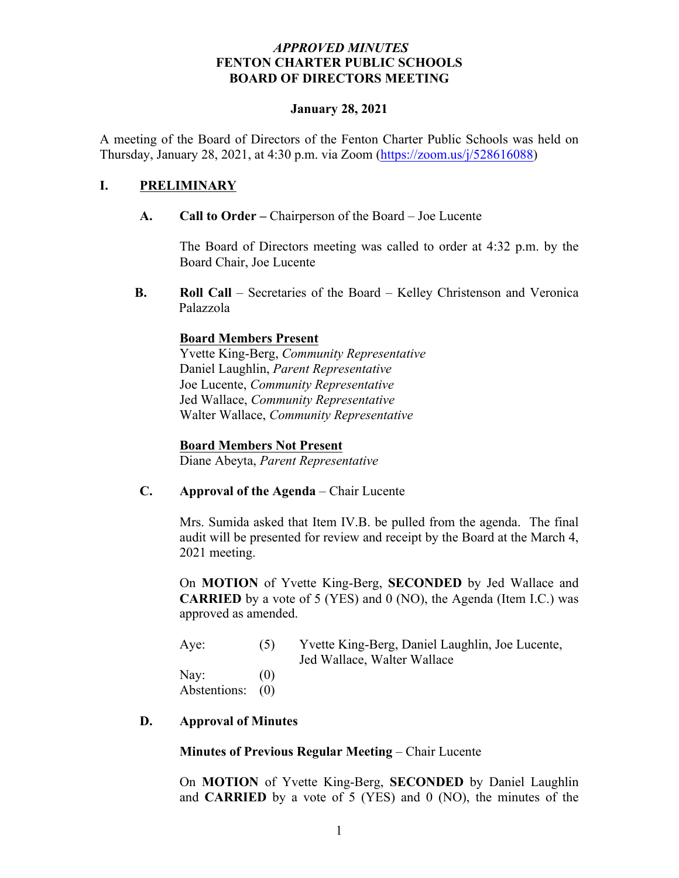*APPROVED MINUTES*
**FENTON CHARTER PUBLIC SCHOOLS**
**BOARD OF DIRECTORS MEETING**

**January 28, 2021**

A meeting of the Board of Directors of the Fenton Charter Public Schools was held on Thursday, January 28, 2021, at 4:30 p.m. via Zoom (https://zoom.us/j/528616088)

## I. PRELIMINARY

**A. Call to Order –** Chairperson of the Board – Joe Lucente

The Board of Directors meeting was called to order at 4:32 p.m. by the Board Chair, Joe Lucente

**B. Roll Call** – Secretaries of the Board – Kelley Christenson and Veronica Palazzola

**Board Members Present**
Yvette King-Berg, *Community Representative*
Daniel Laughlin, *Parent Representative*
Joe Lucente, *Community Representative*
Jed Wallace, *Community Representative*
Walter Wallace, *Community Representative*

**Board Members Not Present**
Diane Abeyta, *Parent Representative*

**C. Approval of the Agenda** – Chair Lucente

Mrs. Sumida asked that Item IV.B. be pulled from the agenda. The final audit will be presented for review and receipt by the Board at the March 4, 2021 meeting.

On **MOTION** of Yvette King-Berg, **SECONDED** by Jed Wallace and **CARRIED** by a vote of 5 (YES) and 0 (NO), the Agenda (Item I.C.) was approved as amended.

| | | |
|---|---|---|
| Aye: | (5) | Yvette King-Berg, Daniel Laughlin, Joe Lucente, Jed Wallace, Walter Wallace |
| Nay: | (0) | |
| Abstentions: | (0) | |

**D. Approval of Minutes**

**Minutes of Previous Regular Meeting** – Chair Lucente

On **MOTION** of Yvette King-Berg, **SECONDED** by Daniel Laughlin and **CARRIED** by a vote of 5 (YES) and 0 (NO), the minutes of the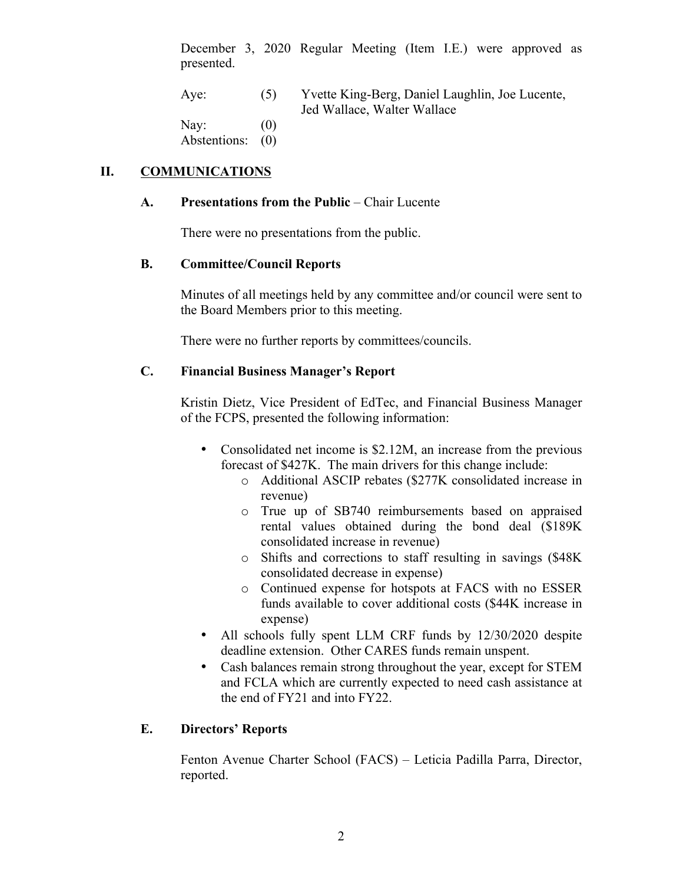December 3, 2020 Regular Meeting (Item I.E.) were approved as presented.

| | | |
|---|---|---|
| Aye: | (5) | Yvette King-Berg, Daniel Laughlin, Joe Lucente, Jed Wallace, Walter Wallace |
| Nay: | (0) | |
| Abstentions: | (0) | |

## II. COMMUNICATIONS

### A. Presentations from the Public – Chair Lucente

There were no presentations from the public.

### B. Committee/Council Reports

Minutes of all meetings held by any committee and/or council were sent to the Board Members prior to this meeting.

There were no further reports by committees/councils.

### C. Financial Business Manager's Report

Kristin Dietz, Vice President of EdTec, and Financial Business Manager of the FCPS, presented the following information:

- Consolidated net income is \$2.12M, an increase from the previous forecast of \$427K. The main drivers for this change include:
  - Additional ASCIP rebates (\$277K consolidated increase in revenue)
  - True up of SB740 reimbursements based on appraised rental values obtained during the bond deal (\$189K consolidated increase in revenue)
  - Shifts and corrections to staff resulting in savings (\$48K consolidated decrease in expense)
  - Continued expense for hotspots at FACS with no ESSER funds available to cover additional costs (\$44K increase in expense)
- All schools fully spent LLM CRF funds by 12/30/2020 despite deadline extension. Other CARES funds remain unspent.
- Cash balances remain strong throughout the year, except for STEM and FCLA which are currently expected to need cash assistance at the end of FY21 and into FY22.

### E. Directors' Reports

Fenton Avenue Charter School (FACS) – Leticia Padilla Parra, Director, reported.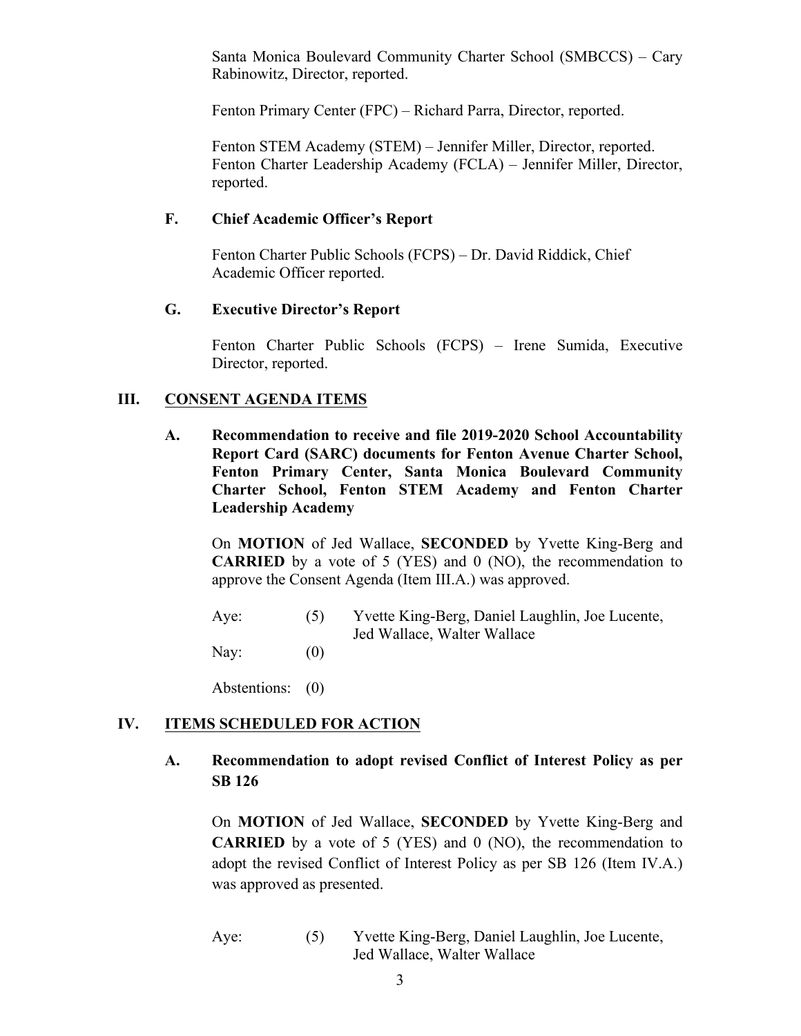Santa Monica Boulevard Community Charter School (SMBCCS) – Cary Rabinowitz, Director, reported.

Fenton Primary Center (FPC) – Richard Parra, Director, reported.

Fenton STEM Academy (STEM) – Jennifer Miller, Director, reported.
Fenton Charter Leadership Academy (FCLA) – Jennifer Miller, Director, reported.

### F. Chief Academic Officer's Report

Fenton Charter Public Schools (FCPS) – Dr. David Riddick, Chief Academic Officer reported.

### G. Executive Director's Report

Fenton Charter Public Schools (FCPS) – Irene Sumida, Executive Director, reported.

## III. CONSENT AGENDA ITEMS

### A. Recommendation to receive and file 2019-2020 School Accountability Report Card (SARC) documents for Fenton Avenue Charter School, Fenton Primary Center, Santa Monica Boulevard Community Charter School, Fenton STEM Academy and Fenton Charter Leadership Academy

On **MOTION** of Jed Wallace, **SECONDED** by Yvette King-Berg and **CARRIED** by a vote of 5 (YES) and 0 (NO), the recommendation to approve the Consent Agenda (Item III.A.) was approved.

Aye: (5) Yvette King-Berg, Daniel Laughlin, Joe Lucente, Jed Wallace, Walter Wallace

Nay: (0)

Abstentions: (0)

## IV. ITEMS SCHEDULED FOR ACTION

### A. Recommendation to adopt revised Conflict of Interest Policy as per SB 126

On **MOTION** of Jed Wallace, **SECONDED** by Yvette King-Berg and **CARRIED** by a vote of 5 (YES) and 0 (NO), the recommendation to adopt the revised Conflict of Interest Policy as per SB 126 (Item IV.A.) was approved as presented.

Aye: (5) Yvette King-Berg, Daniel Laughlin, Joe Lucente, Jed Wallace, Walter Wallace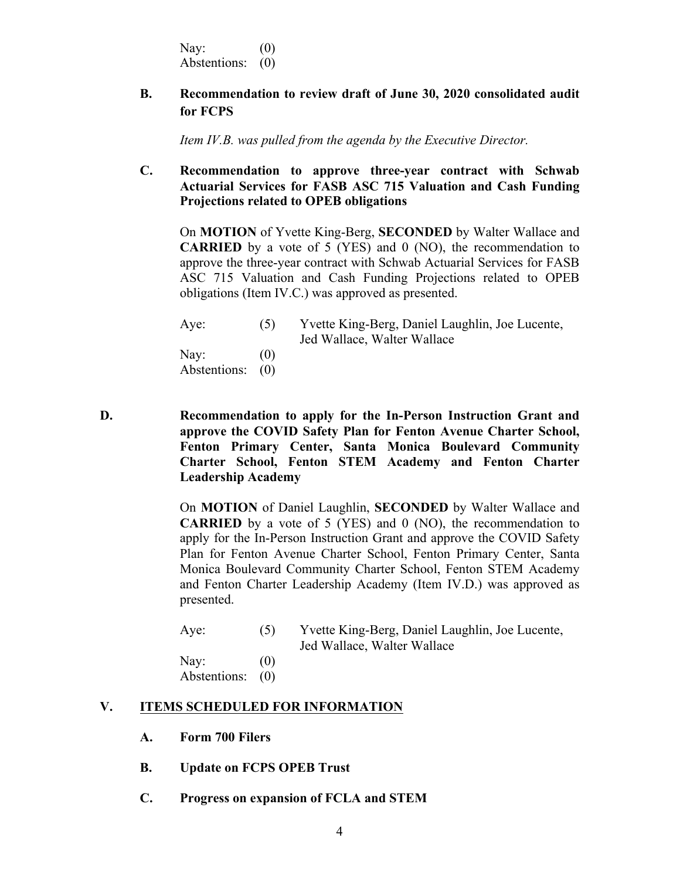Nay: (0)
Abstentions: (0)

**B. Recommendation to review draft of June 30, 2020 consolidated audit for FCPS**

*Item IV.B. was pulled from the agenda by the Executive Director.*

**C. Recommendation to approve three-year contract with Schwab Actuarial Services for FASB ASC 715 Valuation and Cash Funding Projections related to OPEB obligations**

On **MOTION** of Yvette King-Berg, **SECONDED** by Walter Wallace and **CARRIED** by a vote of 5 (YES) and 0 (NO), the recommendation to approve the three-year contract with Schwab Actuarial Services for FASB ASC 715 Valuation and Cash Funding Projections related to OPEB obligations (Item IV.C.) was approved as presented.

Aye: (5) Yvette King-Berg, Daniel Laughlin, Joe Lucente, Jed Wallace, Walter Wallace
Nay: (0)
Abstentions: (0)

**D. Recommendation to apply for the In-Person Instruction Grant and approve the COVID Safety Plan for Fenton Avenue Charter School, Fenton Primary Center, Santa Monica Boulevard Community Charter School, Fenton STEM Academy and Fenton Charter Leadership Academy**

On **MOTION** of Daniel Laughlin, **SECONDED** by Walter Wallace and **CARRIED** by a vote of 5 (YES) and 0 (NO), the recommendation to apply for the In-Person Instruction Grant and approve the COVID Safety Plan for Fenton Avenue Charter School, Fenton Primary Center, Santa Monica Boulevard Community Charter School, Fenton STEM Academy and Fenton Charter Leadership Academy (Item IV.D.) was approved as presented.

Aye: (5) Yvette King-Berg, Daniel Laughlin, Joe Lucente, Jed Wallace, Walter Wallace
Nay: (0)
Abstentions: (0)

## V. ITEMS SCHEDULED FOR INFORMATION

**A. Form 700 Filers**

**B. Update on FCPS OPEB Trust**

**C. Progress on expansion of FCLA and STEM**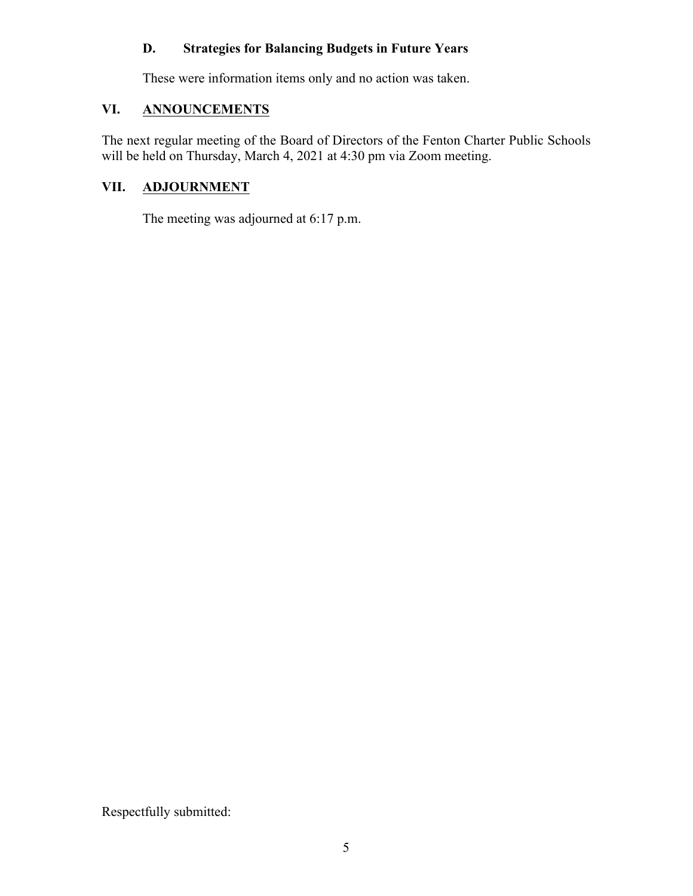### D. Strategies for Balancing Budgets in Future Years

These were information items only and no action was taken.

## VI. ANNOUNCEMENTS

The next regular meeting of the Board of Directors of the Fenton Charter Public Schools will be held on Thursday, March 4, 2021 at 4:30 pm via Zoom meeting.

## VII. ADJOURNMENT

The meeting was adjourned at 6:17 p.m.

Respectfully submitted: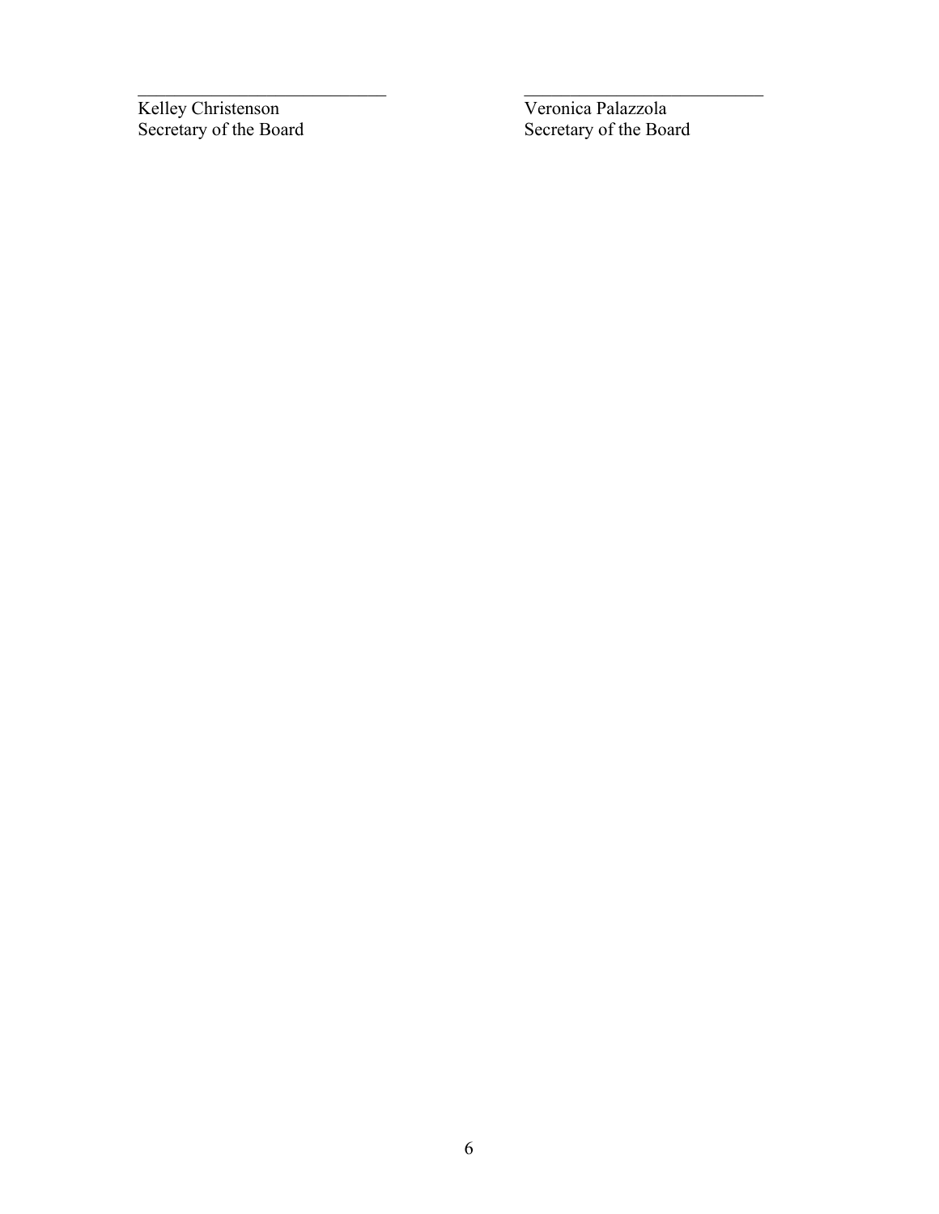\_\_\_\_\_\_\_\_\_\_\_\_\_\_\_\_\_\_\_\_\_\_\_\_\_\_\_\_
Kelley Christenson
Secretary of the Board

\_\_\_\_\_\_\_\_\_\_\_\_\_\_\_\_\_\_\_\_\_\_\_\_\_\_\_\_
Veronica Palazzola
Secretary of the Board